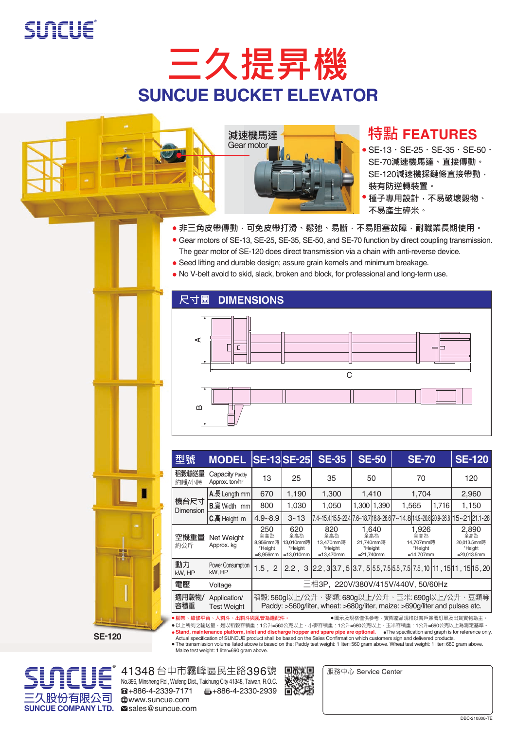SUNCUE

# 三久提昇機

# SUNCUE BUCKET ELEVATOR

減速機馬達
Gear motor

## 特點 FEATURES

- SE-13．SE-25．SE-35．SE-50．SE-70減速機馬達、直接傳動。SE-120減速機採鏈條直接帶動，裝有防逆轉裝置。
- 種子專用設計，不易破壞穀物、不易產生碎米。
- 非三角皮帶傳動，可免皮帶打滑、鬆弛、易斷，不易阻塞故障，耐職業長期使用。
- Gear motors of SE-13, SE-25, SE-35, SE-50, and SE-70 function by direct coupling transmission. The gear motor of SE-120 does direct transmission via a chain with anti-reverse device.
- Seed lifting and durable design; assure grain kernels and minimum breakage.
- No V-belt avoid to skid, slack, broken and block, for professional and long-term use.

## 尺寸圖 DIMENSIONS

A　B　C

| 型號 MODEL | | SE-13 | SE-25 | SE-35 | | SE-50 | | SE-70 | | SE-120 | |
|---|---|---|---|---|---|---|---|---|---|---|---|
| 稻穀輸送量 約噸/小時 Capacity Paddy Approx. ton/hr | | 13 | 25 | 35 | | 50 | | 70 | | 120 | |
| 機台尺寸 Dimension | A.長 Length mm | 670 | 1,190 | 1,300 | | 1,410 | | 1,704 | | 2,960 | |
| | B.寬 Width mm | 800 | 1,030 | 1,050 | | 1,300 | 1,390 | 1,565 | 1,716 | 1,150 | |
| | C.高 Height m | 4.9~8.9 | 3~13 | 7.4~15.4 | 15.5~22.4 | 7.6~18.7 | 18.8~26.6 | 7~14.8 | 14.9~20.8 | 20.9~26.8 | 15~21 | 21.1~28 |
| 空機重量 約公斤 Net Weight Approx. kg | | 250 全高為8,956mm時 *Height =8,956mm | 620 全高為13,010mm時 *Height =13,010mm | 820 全高為13,470mm時 *Height =13,470mm | | 1,640 全高為21,740mm時 *Height =21,740mm | | 1,926 全高為14,707mm時 *Height =14,707mm | | 2,890 全高為20,013.5mm時 *Height =20,013.5mm | |
| 動力 kW, HP Power Consumption kW, HP | | 1.5，2 | 2.2，3 | 2.2，3 | 3.7，5 | 3.7，5 | 5.5，7.5 | 5.5，7.5 | 7.5，10 | 11，15 | 11，15 | 15，20 |
| 電壓 Voltage | | 三相3P, 220V/380V/415V/440V, 50/60Hz | | | | | | | | | |
| 適用穀物/容積重 Application/ Test Weight | | 稻穀: 560g以上/公升、麥類: 680g以上/公升、玉米: 690g以上/公升、豆類等 Paddy: >560g/liter, wheat: >680g/liter, maize: >690g/liter and pulses etc. | | | | | | | | | |

- 腳架、維修平台、入料斗、出料斗與風管為選配件。
- 圖示及規格僅供參考，實際產品規格以客戶簽署訂單及出貨實物為主。
- 以上所列之輸送量，是以稻穀容積重：1公升=560公克以上、小麥容積重：1公升=680公克以上、玉米容積重：1公升=690公克以上為測定基準。
- Stand, maintenance platform, inlet and discharge hopper and spare pipe are optional.
- The specification and graph is for reference only. Actual specification of SUNCUE product shall be based on the Sales Confirmation which customers sign and delivered products.
- The transmission volume listed above is based on the: Paddy test weight: 1 liter=560 gram above. Wheat test weight: 1 liter=680 gram above. Maize test weight: 1 liter=690 gram above.

SE-120

SUNCUE
三久股份有限公司
SUNCUE COMPANY LTD.

41348 台中市霧峰區民生路396號
No.396, Minsheng Rd., Wufeng Dist., Taichung City 41348, Taiwan, R.O.C.
☎+886-4-2339-7171 　+886-4-2330-2939
www.suncue.com
sales@suncue.com

服務中心 Service Center

DBC-210806-TE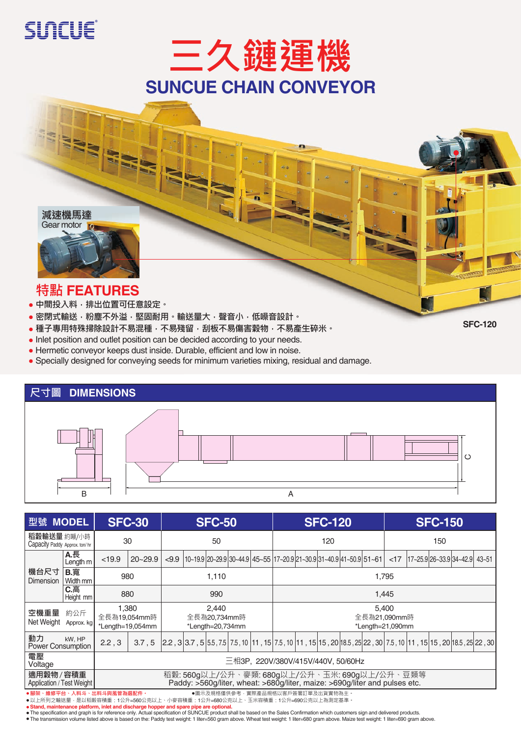# 三久鏈運機

## SUNCUE CHAIN CONVEYOR

減速機馬達
Gear motor

SFC-120

## 特點 FEATURES

- 中間投入料，排出位置可任意設定。
- 密閉式輸送，粉塵不外溢，堅固耐用。輸送量大，聲音小，低噪音設計。
- 種子專用特殊掃除設計不易混種，不易殘留，刮板不易傷害穀物，不易產生碎米。
- Inlet position and outlet position can be decided according to your needs.
- Hermetic conveyor keeps dust inside. Durable, efficient and low in noise.
- Specially designed for conveying seeds for minimum varieties mixing, residual and damage.

## 尺寸圖 DIMENSIONS

B

A

C

| 型號 MODEL | | SFC-30 | | SFC-50 | | | | | SFC-120 | | | | | SFC-150 | | | | |
|---|---|---|---|---|---|---|---|---|---|---|---|---|---|---|---|---|---|---|
| 稻穀輸送量 約噸/小時 Capacity Paddy Approx. ton/ hr | | 30 | | 50 | | | | | 120 | | | | | 150 | | | | |
| 機台尺寸 Dimension | A.長 Length m | <19.9 | 20~29.9 | <9.9 | 10~19.9 | 20~29.9 | 30~44.9 | 45~55 | 17~20.9 | 21~30.9 | 31~40.9 | 41~50.9 | 51~61 | <17 | 17~25.9 | 26~33.9 | 34~42.9 | 43~51 |
| | B.寬 Width mm | 980 | | 1,110 | | | | | 1,795 | | | | | | | | | |
| | C.高 Height mm | 880 | | 990 | | | | | 1,445 | | | | | | | | | |
| 空機重量 約公斤 Net Weight Approx. kg | | 1,380 全長為19,054mm時 *Length=19,054mm | | 2,440 全長為20,734mm時 *Length=20,734mm | | | | | 5,400 全長為21,090mm時 *Length=21,090mm | | | | | | | | | |
| 動力 kW, HP Power Consumption | | 2.2 , 3 | 3.7 , 5 | 2.2 , 3 | 3.7 , 5 | 5.5, 7.5 | 7.5, 10 | 11 , 15 | 7.5, 10 | 11 , 15 | 15 , 20 | 18.5 , 25 | 22 , 30 | 7.5, 10 | 11 , 15 | 15 , 20 | 18.5 , 25 | 22 , 30 |
| 電壓 Voltage | | 三相3P, 220V/380V/415V/440V, 50/60Hz | | | | | | | | | | | | | | | | |
| 適用穀物 / 容積重 Application / Test Weight | | 稻穀: 560g以上/公升、麥類: 680g以上/公升、玉米: 690g以上/公升、豆類等 Paddy: >560g/liter, wheat: >680g/liter, maize: >690g/liter and pulses etc. | | | | | | | | | | | | | | | | |

- 腳架、維修平台、入料斗、出料斗與風管為選配件。
- 圖示及規格僅供參考，實際產品規格以客戶簽署訂單及出貨實物為主。
- 以上所列之輸送量，是以稻穀容積重：1公升=560公克以上，小麥容積重：1公升=680公克以上，玉米容積重：1公升=690公克以上為測定基準。
- Stand, maintenance platform, inlet and discharge hopper and spare pipe are optional.
- The specification and graph is for reference only. Actual specification of SUNCUE product shall be based on the Sales Confirmation which customers sign and delivered products.
- The transmission volume listed above is based on the: Paddy test weight: 1 liter=560 gram above. Wheat test weight: 1 liter=680 gram above. Maize test weight: 1 liter=690 gram above.